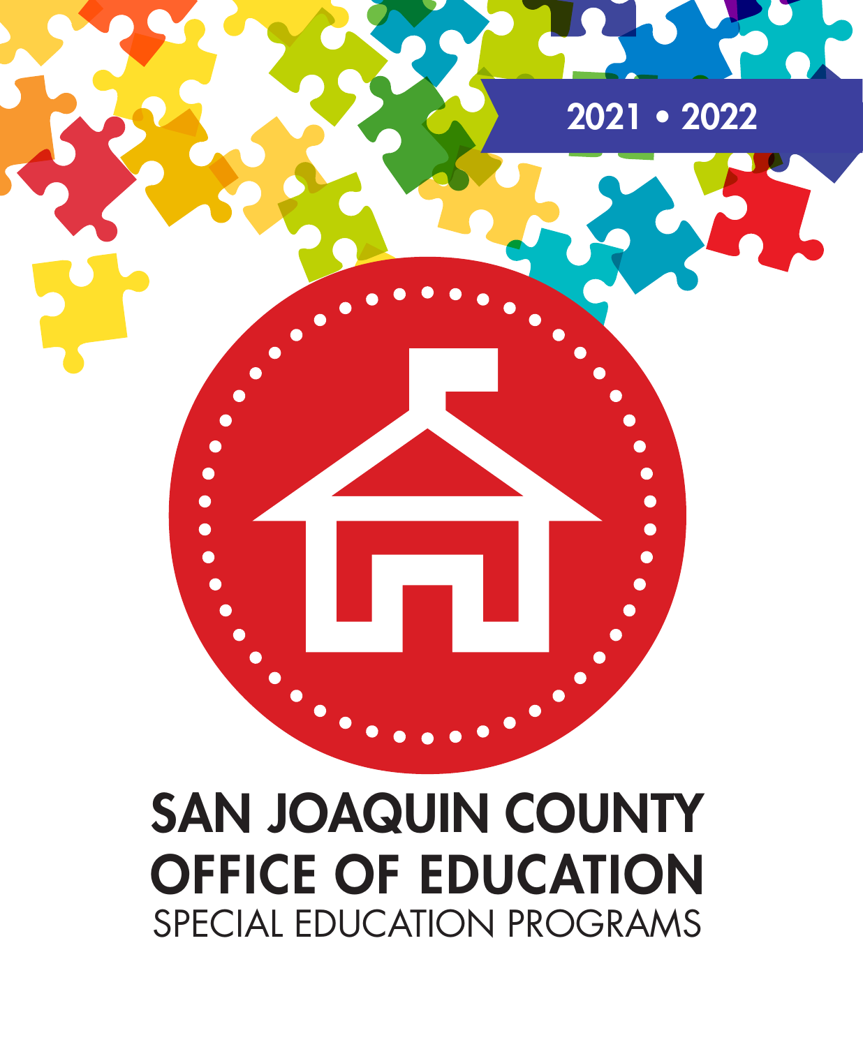2021 • 2022

# SAN JOAQUIN COUNTY OFFICE OF EDUCATION

SPECIAL EDUCATION PROGRAMS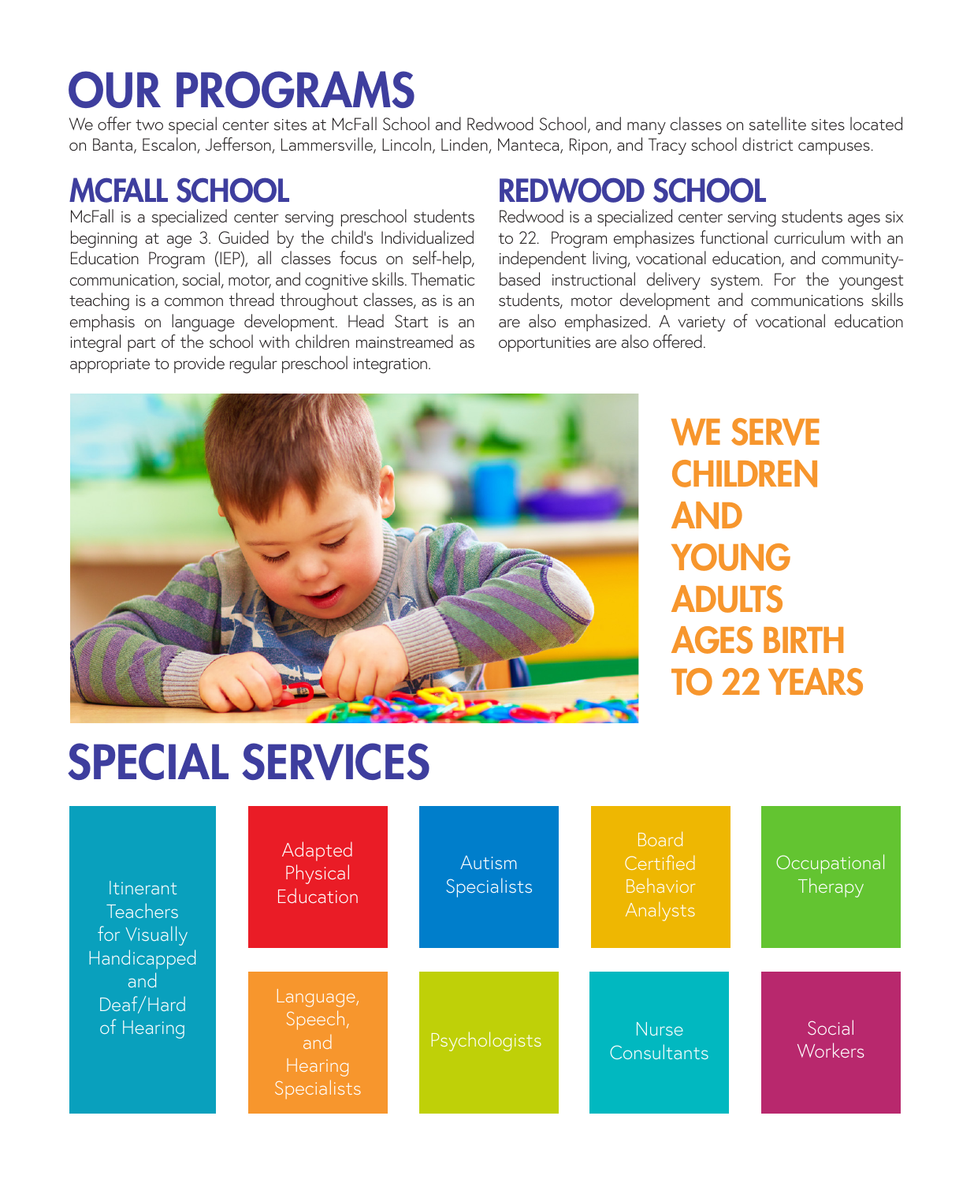# OUR PROGRAMS

We offer two special center sites at McFall School and Redwood School, and many classes on satellite sites located on Banta, Escalon, Jefferson, Lammersville, Lincoln, Linden, Manteca, Ripon, and Tracy school district campuses.

## MCFALL SCHOOL

McFall is a specialized center serving preschool students beginning at age 3. Guided by the child's Individualized Education Program (IEP), all classes focus on self-help, communication, social, motor, and cognitive skills. Thematic teaching is a common thread throughout classes, as is an emphasis on language development. Head Start is an integral part of the school with children mainstreamed as appropriate to provide regular preschool integration.

## REDWOOD SCHOOL

Redwood is a specialized center serving students ages six to 22. Program emphasizes functional curriculum with an independent living, vocational education, and community-based instructional delivery system. For the youngest students, motor development and communications skills are also emphasized. A variety of vocational education opportunities are also offered.

**WE SERVE CHILDREN AND YOUNG ADULTS AGES BIRTH TO 22 YEARS**

# SPECIAL SERVICES

- Itinerant Teachers for Visually Handicapped and Deaf/Hard of Hearing
- Adapted Physical Education
- Autism Specialists
- Board Certified Behavior Analysts
- Occupational Therapy
- Language, Speech, and Hearing Specialists
- Psychologists
- Nurse Consultants
- Social Workers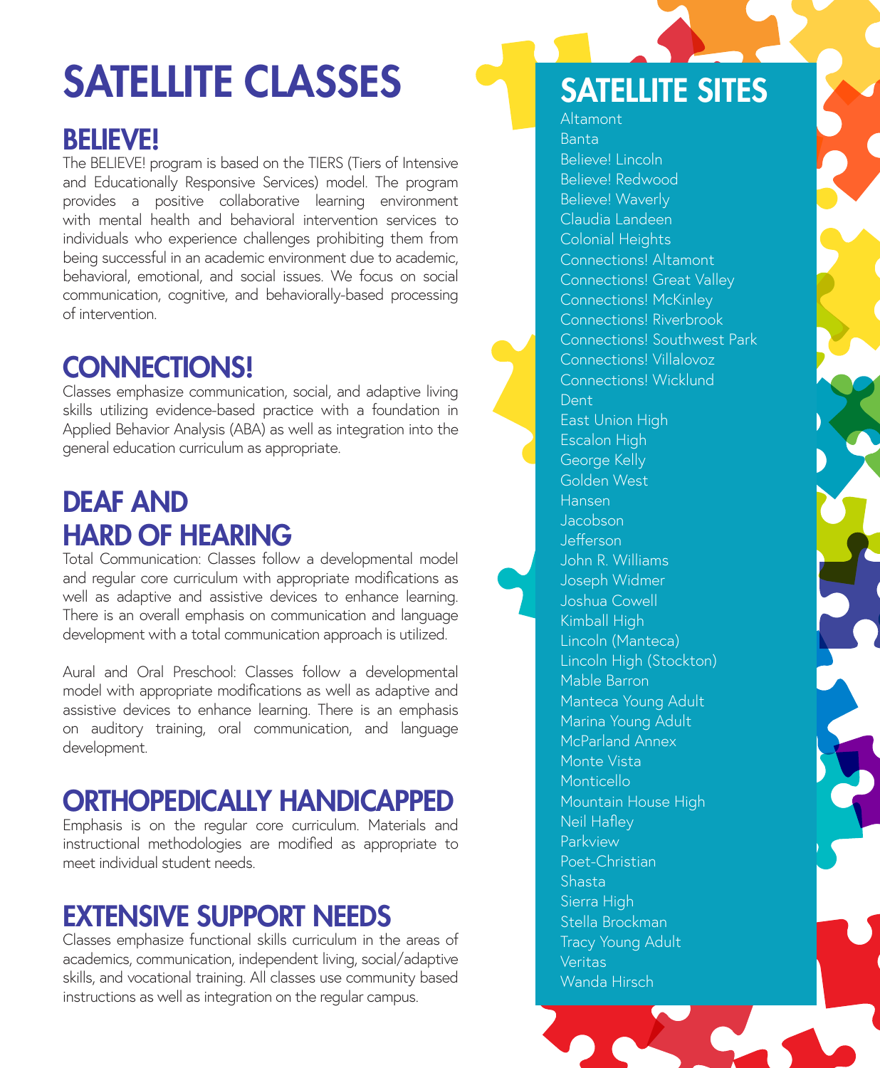# SATELLITE CLASSES

## BELIEVE!

The BELIEVE! program is based on the TIERS (Tiers of Intensive and Educationally Responsive Services) model. The program provides a positive collaborative learning environment with mental health and behavioral intervention services to individuals who experience challenges prohibiting them from being successful in an academic environment due to academic, behavioral, emotional, and social issues. We focus on social communication, cognitive, and behaviorally-based processing of intervention.

## CONNECTIONS!

Classes emphasize communication, social, and adaptive living skills utilizing evidence-based practice with a foundation in Applied Behavior Analysis (ABA) as well as integration into the general education curriculum as appropriate.

## DEAF AND HARD OF HEARING

Total Communication: Classes follow a developmental model and regular core curriculum with appropriate modifications as well as adaptive and assistive devices to enhance learning. There is an overall emphasis on communication and language development with a total communication approach is utilized.

Aural and Oral Preschool: Classes follow a developmental model with appropriate modifications as well as adaptive and assistive devices to enhance learning. There is an emphasis on auditory training, oral communication, and language development.

## ORTHOPEDICALLY HANDICAPPED

Emphasis is on the regular core curriculum. Materials and instructional methodologies are modified as appropriate to meet individual student needs.

## EXTENSIVE SUPPORT NEEDS

Classes emphasize functional skills curriculum in the areas of academics, communication, independent living, social/adaptive skills, and vocational training. All classes use community based instructions as well as integration on the regular campus.

## SATELLITE SITES

Altamont
Banta
Believe! Lincoln
Believe! Redwood
Believe! Waverly
Claudia Landeen
Colonial Heights
Connections! Altamont
Connections! Great Valley
Connections! McKinley
Connections! Riverbrook
Connections! Southwest Park
Connections! Villalovoz
Connections! Wicklund
Dent
East Union High
Escalon High
George Kelly
Golden West
Hansen
Jacobson
Jefferson
John R. Williams
Joseph Widmer
Joshua Cowell
Kimball High
Lincoln (Manteca)
Lincoln High (Stockton)
Mable Barron
Manteca Young Adult
Marina Young Adult
McParland Annex
Monte Vista
Monticello
Mountain House High
Neil Hafley
Parkview
Poet-Christian
Shasta
Sierra High
Stella Brockman
Tracy Young Adult
Veritas
Wanda Hirsch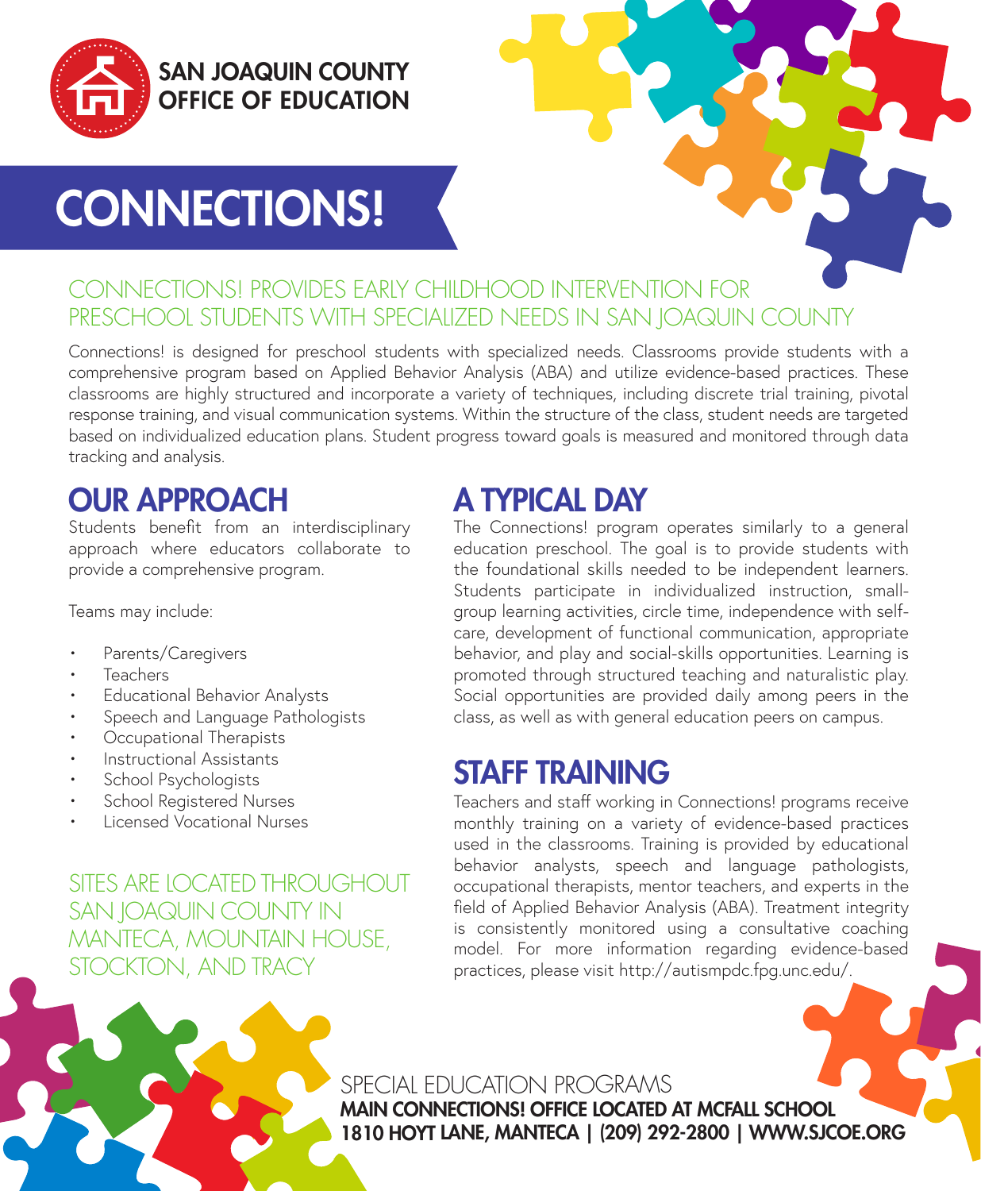SAN JOAQUIN COUNTY
OFFICE OF EDUCATION

# CONNECTIONS!

## CONNECTIONS! PROVIDES EARLY CHILDHOOD INTERVENTION FOR PRESCHOOL STUDENTS WITH SPECIALIZED NEEDS IN SAN JOAQUIN COUNTY

Connections! is designed for preschool students with specialized needs. Classrooms provide students with a comprehensive program based on Applied Behavior Analysis (ABA) and utilize evidence-based practices. These classrooms are highly structured and incorporate a variety of techniques, including discrete trial training, pivotal response training, and visual communication systems. Within the structure of the class, student needs are targeted based on individualized education plans. Student progress toward goals is measured and monitored through data tracking and analysis.

## OUR APPROACH

Students benefit from an interdisciplinary approach where educators collaborate to provide a comprehensive program.

Teams may include:

- Parents/Caregivers
- Teachers
- Educational Behavior Analysts
- Speech and Language Pathologists
- Occupational Therapists
- Instructional Assistants
- School Psychologists
- School Registered Nurses
- Licensed Vocational Nurses

SITES ARE LOCATED THROUGHOUT SAN JOAQUIN COUNTY IN MANTECA, MOUNTAIN HOUSE, STOCKTON, AND TRACY

## A TYPICAL DAY

The Connections! program operates similarly to a general education preschool. The goal is to provide students with the foundational skills needed to be independent learners. Students participate in individualized instruction, small-group learning activities, circle time, independence with self-care, development of functional communication, appropriate behavior, and play and social-skills opportunities. Learning is promoted through structured teaching and naturalistic play. Social opportunities are provided daily among peers in the class, as well as with general education peers on campus.

## STAFF TRAINING

Teachers and staff working in Connections! programs receive monthly training on a variety of evidence-based practices used in the classrooms. Training is provided by educational behavior analysts, speech and language pathologists, occupational therapists, mentor teachers, and experts in the field of Applied Behavior Analysis (ABA). Treatment integrity is consistently monitored using a consultative coaching model. For more information regarding evidence-based practices, please visit http://autismpdc.fpg.unc.edu/.

SPECIAL EDUCATION PROGRAMS
**MAIN CONNECTIONS! OFFICE LOCATED AT MCFALL SCHOOL**
**1810 HOYT LANE, MANTECA | (209) 292-2800 | WWW.SJCOE.ORG**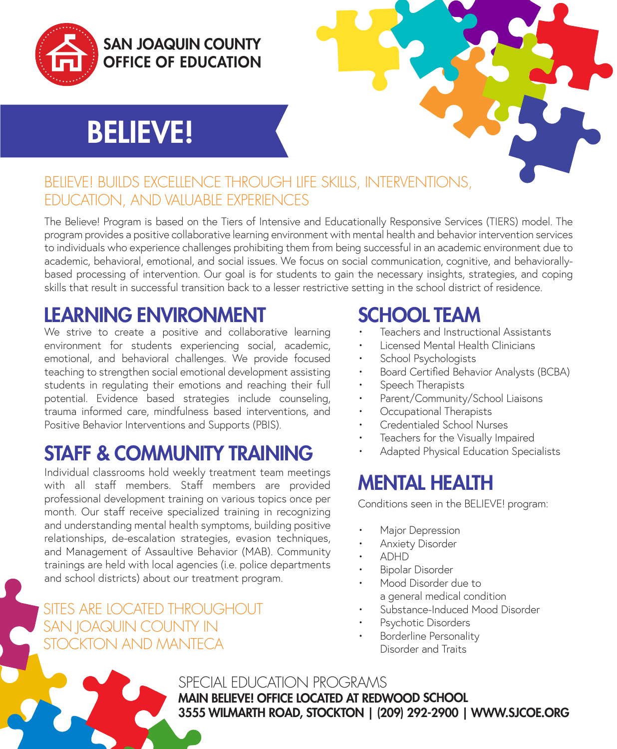SAN JOAQUIN COUNTY OFFICE OF EDUCATION

# BELIEVE!

## BELIEVE! BUILDS EXCELLENCE THROUGH LIFE SKILLS, INTERVENTIONS, EDUCATION, AND VALUABLE EXPERIENCES

The Believe! Program is based on the Tiers of Intensive and Educationally Responsive Services (TIERS) model. The program provides a positive collaborative learning environment with mental health and behavior intervention services to individuals who experience challenges prohibiting them from being successful in an academic environment due to academic, behavioral, emotional, and social issues. We focus on social communication, cognitive, and behaviorally-based processing of intervention. Our goal is for students to gain the necessary insights, strategies, and coping skills that result in successful transition back to a lesser restrictive setting in the school district of residence.

## LEARNING ENVIRONMENT

We strive to create a positive and collaborative learning environment for students experiencing social, academic, emotional, and behavioral challenges. We provide focused teaching to strengthen social emotional development assisting students in regulating their emotions and reaching their full potential. Evidence based strategies include counseling, trauma informed care, mindfulness based interventions, and Positive Behavior Interventions and Supports (PBIS).

## STAFF & COMMUNITY TRAINING

Individual classrooms hold weekly treatment team meetings with all staff members. Staff members are provided professional development training on various topics once per month. Our staff receive specialized training in recognizing and understanding mental health symptoms, building positive relationships, de-escalation strategies, evasion techniques, and Management of Assaultive Behavior (MAB). Community trainings are held with local agencies (i.e. police departments and school districts) about our treatment program.

SITES ARE LOCATED THROUGHOUT SAN JOAQUIN COUNTY IN STOCKTON AND MANTECA

## SCHOOL TEAM

- Teachers and Instructional Assistants
- Licensed Mental Health Clinicians
- School Psychologists
- Board Certified Behavior Analysts (BCBA)
- Speech Therapists
- Parent/Community/School Liaisons
- Occupational Therapists
- Credentialed School Nurses
- Teachers for the Visually Impaired
- Adapted Physical Education Specialists

## MENTAL HEALTH

Conditions seen in the BELIEVE! program:

- Major Depression
- Anxiety Disorder
- ADHD
- Bipolar Disorder
- Mood Disorder due to a general medical condition
- Substance-Induced Mood Disorder
- Psychotic Disorders
- Borderline Personality Disorder and Traits

SPECIAL EDUCATION PROGRAMS

**MAIN BELIEVE! OFFICE LOCATED AT REDWOOD SCHOOL**

**3555 WILMARTH ROAD, STOCKTON | (209) 292-2900 | WWW.SJCOE.ORG**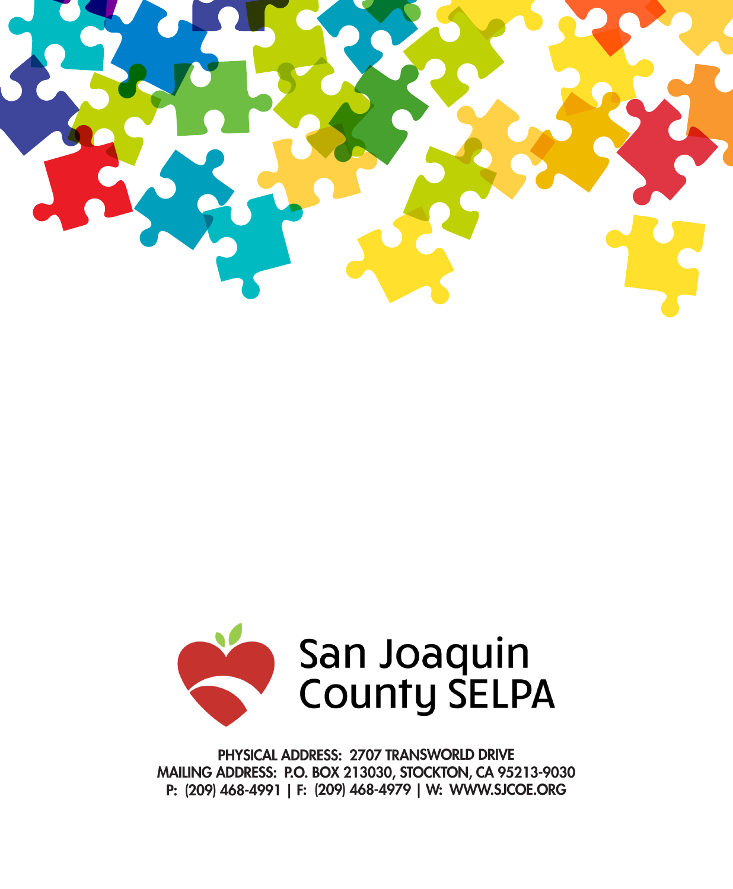San Joaquin County SELPA

PHYSICAL ADDRESS: 2707 TRANSWORLD DRIVE
MAILING ADDRESS: P.O. BOX 213030, STOCKTON, CA 95213-9030
P: (209) 468-4991 | F: (209) 468-4979 | W: WWW.SJCOE.ORG